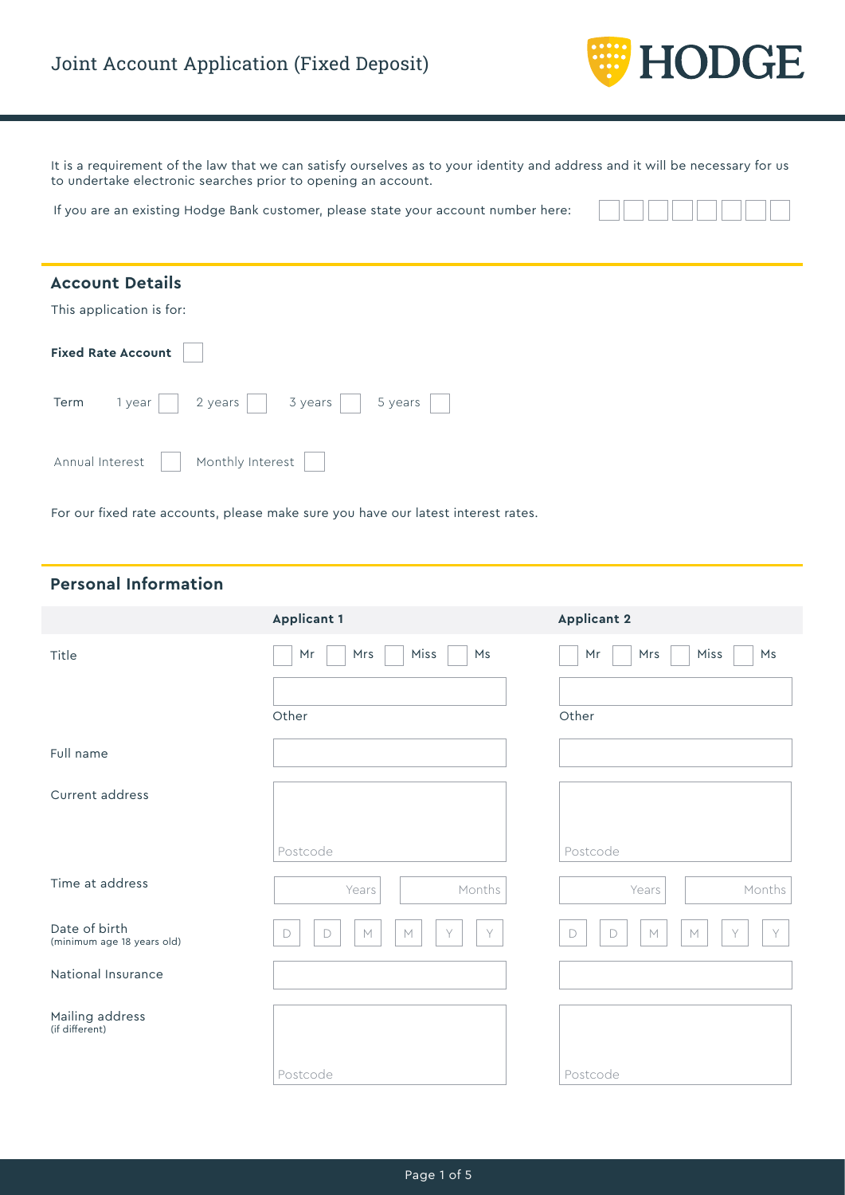# Joint Account Application (Fixed Deposit)

HODGE

It is a requirement of the law that we can satisfy ourselves as to your identity and address and it will be necessary for us to undertake electronic searches prior to opening an account.

If you are an existing Hodge Bank customer, please state your account number here: ☐☐☐☐☐☐☐☐

## Account Details

This application is for:

**Fixed Rate Account** ☐

Term 1 year ☐ 2 years ☐ 3 years ☐ 5 years ☐

Annual Interest ☐ Monthly Interest ☐

For our fixed rate accounts, please make sure you have our latest interest rates.

## Personal Information

| | **Applicant 1** | **Applicant 2** |
|---|---|---|
| Title | ☐ Mr ☐ Mrs ☐ Miss ☐ Ms<br>Other | ☐ Mr ☐ Mrs ☐ Miss ☐ Ms<br>Other |
| Full name | | |
| Current address | Postcode | Postcode |
| Time at address | Years Months | Years Months |
| Date of birth (minimum age 18 years old) | D D M M Y Y | D D M M Y Y |
| National Insurance | | |
| Mailing address (if different) | Postcode | Postcode |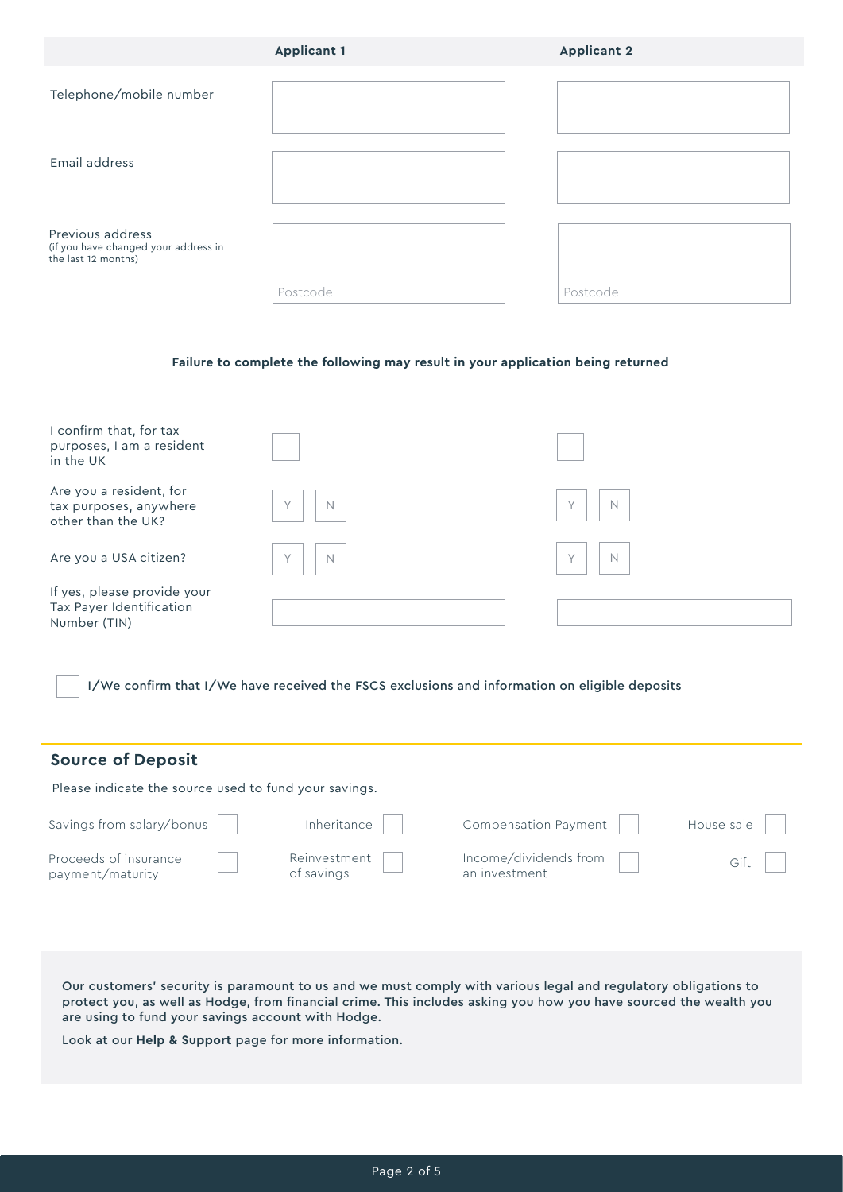| | Applicant 1 | Applicant 2 |
|---|---|---|
| Telephone/mobile number | | |
| Email address | | |
| Previous address (if you have changed your address in the last 12 months) | Postcode | Postcode |

**Failure to complete the following may result in your application being returned**

| | Applicant 1 | Applicant 2 |
|---|---|---|
| I confirm that, for tax purposes, I am a resident in the UK | ☐ | ☐ |
| Are you a resident, for tax purposes, anywhere other than the UK? | Y ☐ N ☐ | Y ☐ N ☐ |
| Are you a USA citizen? | Y ☐ N ☐ | Y ☐ N ☐ |
| If yes, please provide your Tax Payer Identification Number (TIN) | | |

☐ **I/We confirm that I/We have received the FSCS exclusions and information on eligible deposits**

## Source of Deposit

Please indicate the source used to fund your savings.

| | | | |
|---|---|---|---|
| Savings from salary/bonus ☐ | Inheritance ☐ | Compensation Payment ☐ | House sale ☐ |
| Proceeds of insurance payment/maturity ☐ | Reinvestment of savings ☐ | Income/dividends from an investment ☐ | Gift ☐ |

**Our customers' security is paramount to us and we must comply with various legal and regulatory obligations to protect you, as well as Hodge, from financial crime. This includes asking you how you have sourced the wealth you are using to fund your savings account with Hodge.**

Look at our **Help & Support** page for more information.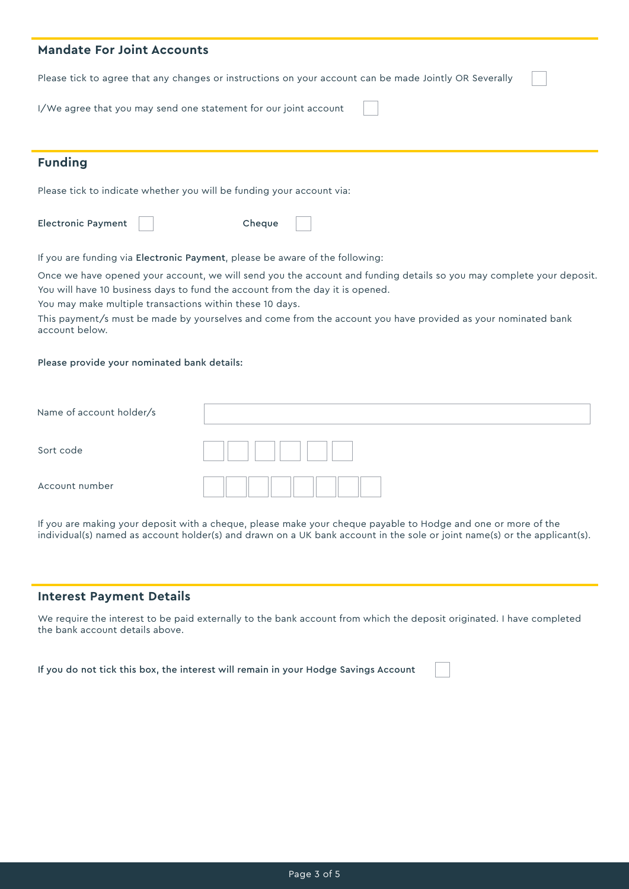## Mandate For Joint Accounts

Please tick to agree that any changes or instructions on your account can be made Jointly OR Severally ☐

I/We agree that you may send one statement for our joint account ☐

## Funding

Please tick to indicate whether you will be funding your account via:

Electronic Payment ☐ Cheque ☐

If you are funding via Electronic Payment, please be aware of the following:

Once we have opened your account, we will send you the account and funding details so you may complete your deposit.

You will have 10 business days to fund the account from the day it is opened.

You may make multiple transactions within these 10 days.

This payment/s must be made by yourselves and come from the account you have provided as your nominated bank account below.

**Please provide your nominated bank details:**

| | |
|---|---|
| Name of account holder/s | |
| Sort code | ☐☐ ☐☐ ☐☐ |
| Account number | ☐☐☐☐☐☐☐☐ |

If you are making your deposit with a cheque, please make your cheque payable to Hodge and one or more of the individual(s) named as account holder(s) and drawn on a UK bank account in the sole or joint name(s) or the applicant(s).

## Interest Payment Details

We require the interest to be paid externally to the bank account from which the deposit originated. I have completed the bank account details above.

**If you do not tick this box, the interest will remain in your Hodge Savings Account** ☐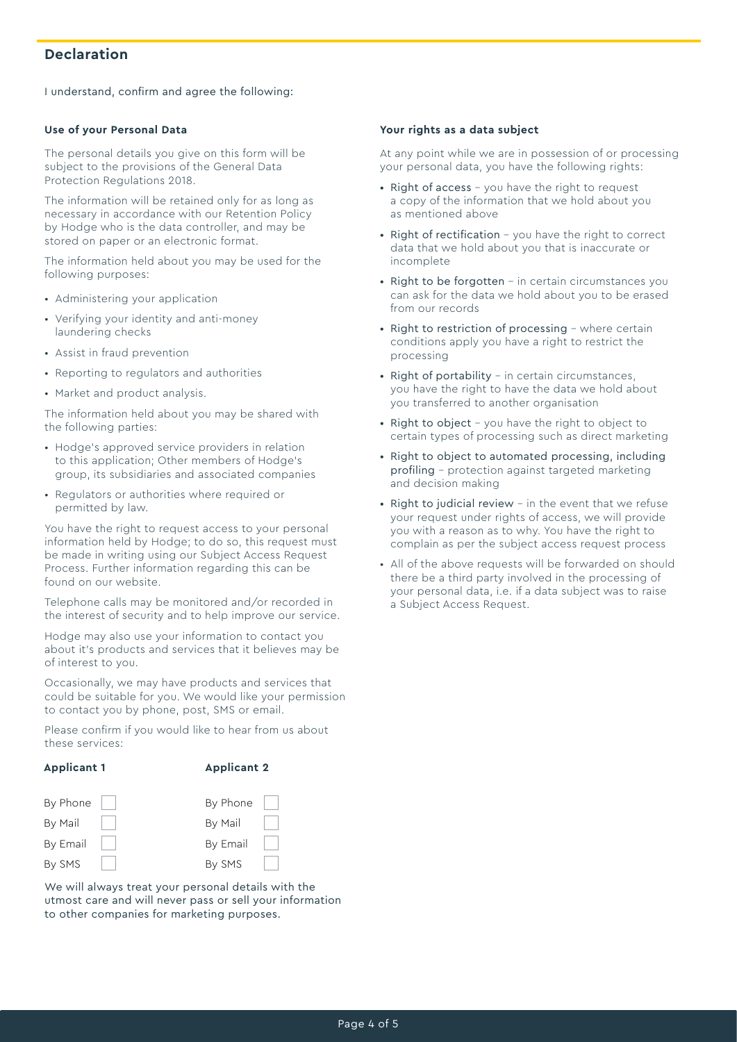## Declaration

I understand, confirm and agree the following:

### Use of your Personal Data

The personal details you give on this form will be subject to the provisions of the General Data Protection Regulations 2018.

The information will be retained only for as long as necessary in accordance with our Retention Policy by Hodge who is the data controller, and may be stored on paper or an electronic format.

The information held about you may be used for the following purposes:

- Administering your application
- Verifying your identity and anti-money laundering checks
- Assist in fraud prevention
- Reporting to regulators and authorities
- Market and product analysis.

The information held about you may be shared with the following parties:

- Hodge's approved service providers in relation to this application; Other members of Hodge's group, its subsidiaries and associated companies
- Regulators or authorities where required or permitted by law.

You have the right to request access to your personal information held by Hodge; to do so, this request must be made in writing using our Subject Access Request Process. Further information regarding this can be found on our website.

Telephone calls may be monitored and/or recorded in the interest of security and to help improve our service.

Hodge may also use your information to contact you about it's products and services that it believes may be of interest to you.

Occasionally, we may have products and services that could be suitable for you. We would like your permission to contact you by phone, post, SMS or email.

Please confirm if you would like to hear from us about these services:

| **Applicant 1** | | **Applicant 2** | |
|---|---|---|---|
| By Phone | ☐ | By Phone | ☐ |
| By Mail | ☐ | By Mail | ☐ |
| By Email | ☐ | By Email | ☐ |
| By SMS | ☐ | By SMS | ☐ |

We will always treat your personal details with the utmost care and will never pass or sell your information to other companies for marketing purposes.

### Your rights as a data subject

At any point while we are in possession of or processing your personal data, you have the following rights:

- Right of access – you have the right to request a copy of the information that we hold about you as mentioned above
- Right of rectification – you have the right to correct data that we hold about you that is inaccurate or incomplete
- Right to be forgotten – in certain circumstances you can ask for the data we hold about you to be erased from our records
- Right to restriction of processing – where certain conditions apply you have a right to restrict the processing
- Right of portability – in certain circumstances, you have the right to have the data we hold about you transferred to another organisation
- Right to object – you have the right to object to certain types of processing such as direct marketing
- Right to object to automated processing, including profiling – protection against targeted marketing and decision making
- Right to judicial review – in the event that we refuse your request under rights of access, we will provide you with a reason as to why. You have the right to complain as per the subject access request process
- All of the above requests will be forwarded on should there be a third party involved in the processing of your personal data, i.e. if a data subject was to raise a Subject Access Request.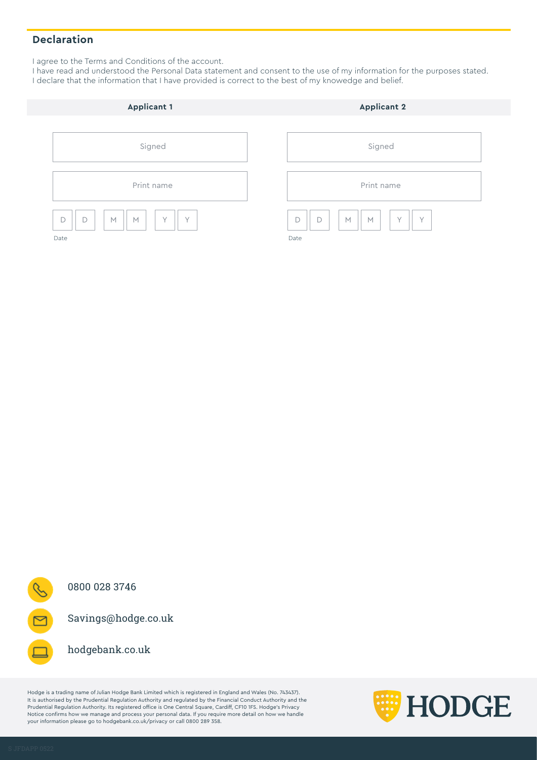## Declaration

I agree to the Terms and Conditions of the account.
I have read and understood the Personal Data statement and consent to the use of my information for the purposes stated.
I declare that the information that I have provided is correct to the best of my knowedge and belief.

| Applicant 1 | Applicant 2 |
|---|---|
| Signed | Signed |
| Print name | Print name |
| D D M M Y Y<br>Date | D D M M Y Y<br>Date |

0800 028 3746

Savings@hodge.co.uk

hodgebank.co.uk

Hodge is a trading name of Julian Hodge Bank Limited which is registered in England and Wales (No. 743437). It is authorised by the Prudential Regulation Authority and regulated by the Financial Conduct Authority and the Prudential Regulation Authority. Its registered office is One Central Square, Cardiff, CF10 1FS. Hodge's Privacy Notice confirms how we manage and process your personal data. If you require more detail on how we handle your information please go to hodgebank.co.uk/privacy or call 0800 289 358.

HODGE

S.JFDAPP 0522